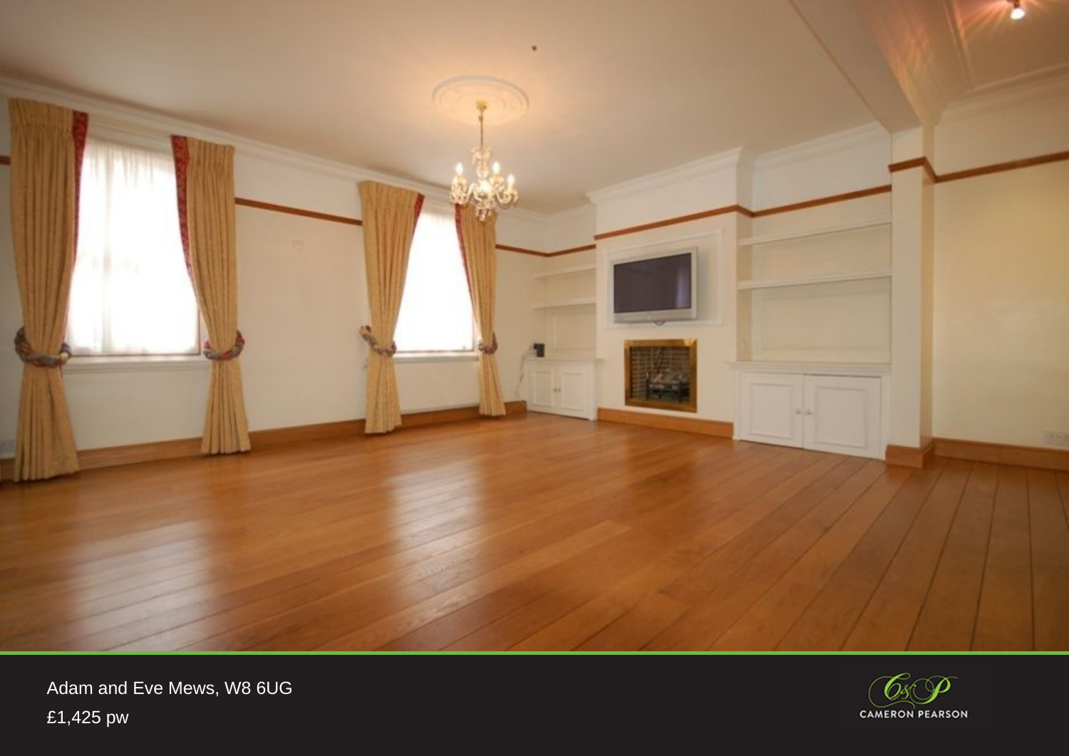Adam and Eve Mews, W8 6UG

£1,425 pw

CAMERON PEARSON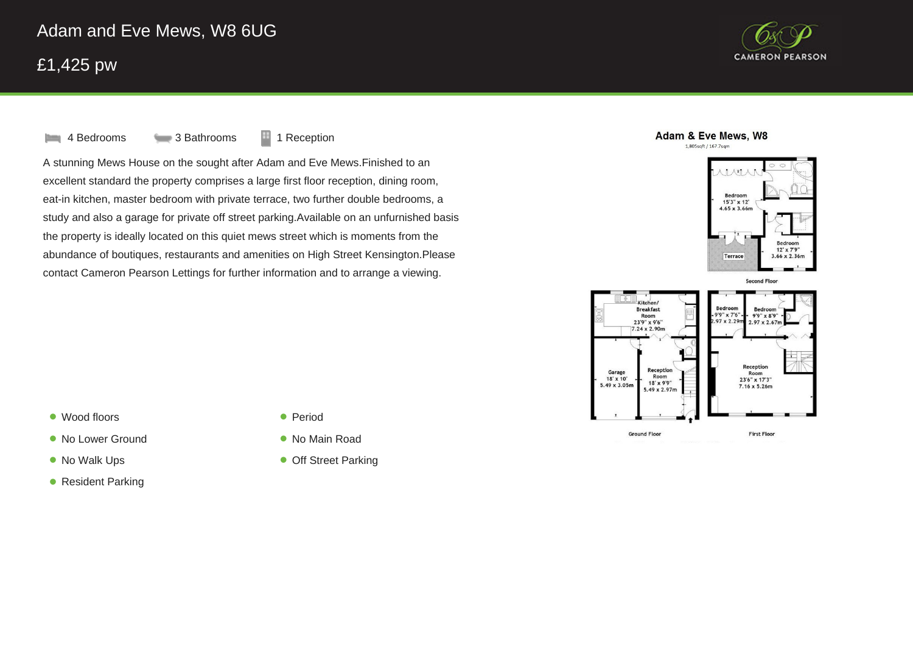# Adam and Eve Mews, W8 6UG

## £1,425 pw

CAMERON PEARSON

4 Bedrooms 3 Bathrooms 1 Reception

A stunning Mews House on the sought after Adam and Eve Mews.Finished to an excellent standard the property comprises a large first floor reception, dining room, eat-in kitchen, master bedroom with private terrace, two further double bedrooms, a study and also a garage for private off street parking.Available on an unfurnished basis the property is ideally located on this quiet mews street which is moments from the abundance of boutiques, restaurants and amenities on High Street Kensington.Please contact Cameron Pearson Lettings for further information and to arrange a viewing.

- Wood floors
- No Lower Ground
- No Walk Ups
- Resident Parking
- Period
- No Main Road
- Off Street Parking

**Adam & Eve Mews, W8**

1,805sqft / 167.7sqm

**Second Floor**

- Bedroom 15'3" x 12' 4.65 x 3.66m
- Bedroom 12' x 7'9" 3.66 x 2.36m
- Terrace

**Ground Floor**

- Kitchen/ Breakfast Room 23'9" x 9'6" 7.24 x 2.90m
- Garage 18' x 10' 5.49 x 3.05m
- Reception Room 18' x 9'9" 5.49 x 2.97m

**First Floor**

- Bedroom 9'9" x 7'6" 2.97 x 2.29m
- Bedroom 9'9" x 8'9" 2.97 x 2.67m
- Reception Room 23'6" x 17'3" 7.16 x 5.26m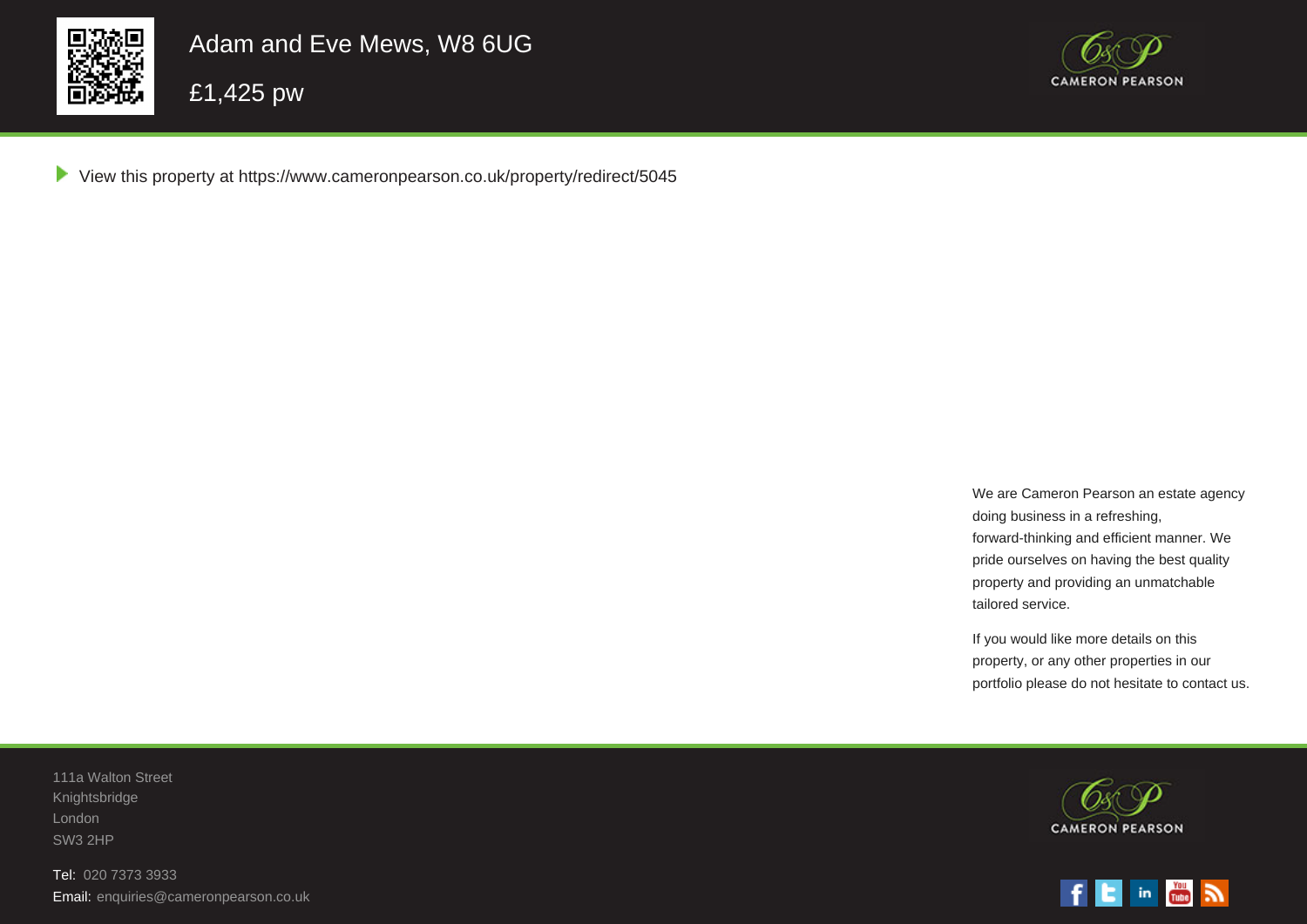# Adam and Eve Mews, W8 6UG

## £1,425 pw

View this property at https://www.cameronpearson.co.uk/property/redirect/5045

We are Cameron Pearson an estate agency doing business in a refreshing, forward-thinking and efficient manner. We pride ourselves on having the best quality property and providing an unmatchable tailored service.

If you would like more details on this property, or any other properties in our portfolio please do not hesitate to contact us.

111a Walton Street
Knightsbridge
London
SW3 2HP

Tel: 020 7373 3933
Email: enquiries@cameronpearson.co.uk